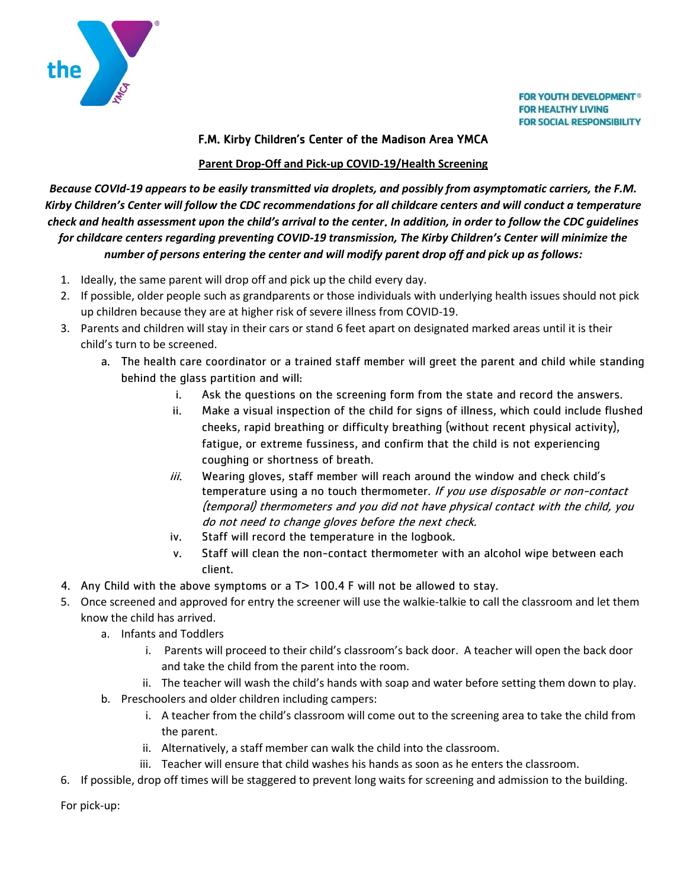FOR YOUTH DEVELOPMENT®
FOR HEALTHY LIVING
FOR SOCIAL RESPONSIBILITY

## F.M. Kirby Children's Center of the Madison Area YMCA

### Parent Drop-Off and Pick-up COVID-19/Health Screening

***Because COVId-19 appears to be easily transmitted via droplets, and possibly from asymptomatic carriers, the F.M. Kirby Children's Center will follow the CDC recommendations for all childcare centers and will conduct a temperature check and health assessment upon the child's arrival to the center. In addition, in order to follow the CDC guidelines for childcare centers regarding preventing COVID-19 transmission, The Kirby Children's Center will minimize the number of persons entering the center and will modify parent drop off and pick up as follows:***

1. Ideally, the same parent will drop off and pick up the child every day.
2. If possible, older people such as grandparents or those individuals with underlying health issues should not pick up children because they are at higher risk of severe illness from COVID-19.
3. Parents and children will stay in their cars or stand 6 feet apart on designated marked areas until it is their child's turn to be screened.
    a. The health care coordinator or a trained staff member will greet the parent and child while standing behind the glass partition and will:
        i. Ask the questions on the screening form from the state and record the answers.
        ii. Make a visual inspection of the child for signs of illness, which could include flushed cheeks, rapid breathing or difficulty breathing (without recent physical activity), fatigue, or extreme fussiness, and confirm that the child is not experiencing coughing or shortness of breath.
        iii. Wearing gloves, staff member will reach around the window and check child's temperature using a no touch thermometer. *If you use disposable or non-contact (temporal) thermometers and you did not have physical contact with the child, you do not need to change gloves before the next check.*
        iv. Staff will record the temperature in the logbook.
        v. Staff will clean the non-contact thermometer with an alcohol wipe between each client.
4. Any Child with the above symptoms or a T> 100.4 F will not be allowed to stay.
5. Once screened and approved for entry the screener will use the walkie-talkie to call the classroom and let them know the child has arrived.
    a. Infants and Toddlers
        i. Parents will proceed to their child's classroom's back door. A teacher will open the back door and take the child from the parent into the room.
        ii. The teacher will wash the child's hands with soap and water before setting them down to play.
    b. Preschoolers and older children including campers:
        i. A teacher from the child's classroom will come out to the screening area to take the child from the parent.
        ii. Alternatively, a staff member can walk the child into the classroom.
        iii. Teacher will ensure that child washes his hands as soon as he enters the classroom.
6. If possible, drop off times will be staggered to prevent long waits for screening and admission to the building.

For pick-up: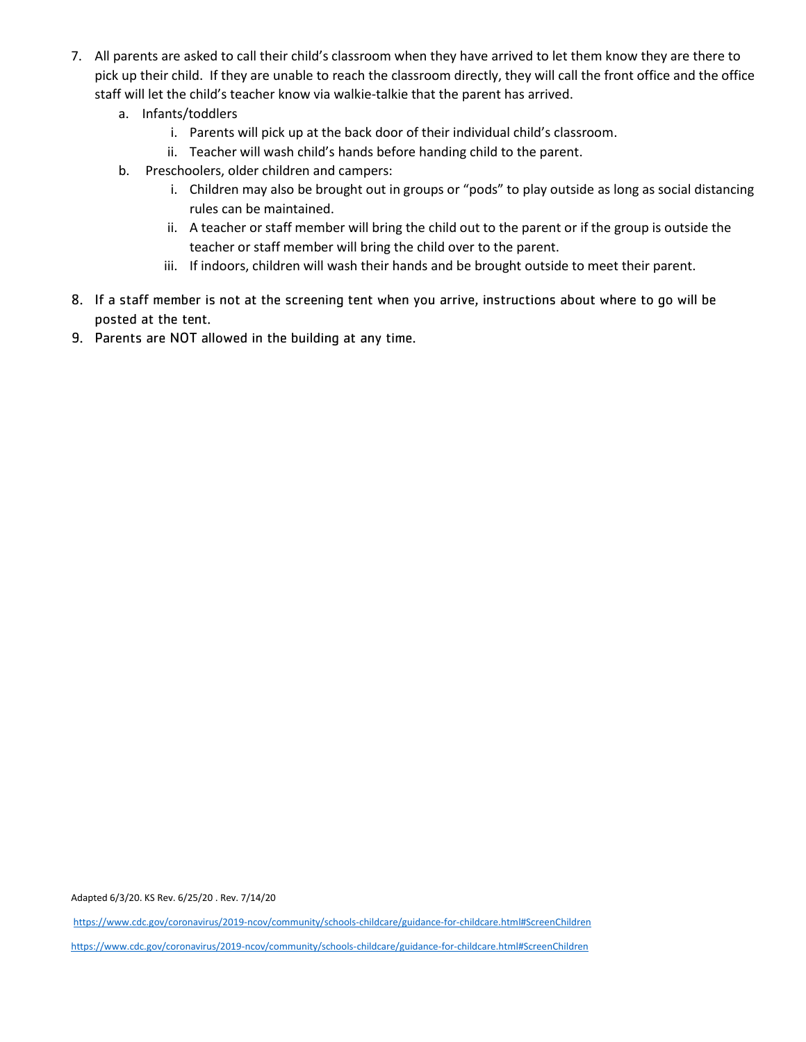7. All parents are asked to call their child's classroom when they have arrived to let them know they are there to pick up their child. If they are unable to reach the classroom directly, they will call the front office and the office staff will let the child's teacher know via walkie-talkie that the parent has arrived.
   a. Infants/toddlers
      i. Parents will pick up at the back door of their individual child's classroom.
      ii. Teacher will wash child's hands before handing child to the parent.
   b. Preschoolers, older children and campers:
      i. Children may also be brought out in groups or "pods" to play outside as long as social distancing rules can be maintained.
      ii. A teacher or staff member will bring the child out to the parent or if the group is outside the teacher or staff member will bring the child over to the parent.
      iii. If indoors, children will wash their hands and be brought outside to meet their parent.
8. If a staff member is not at the screening tent when you arrive, instructions about where to go will be posted at the tent.
9. Parents are NOT allowed in the building at any time.

Adapted 6/3/20. KS Rev. 6/25/20 . Rev. 7/14/20

https://www.cdc.gov/coronavirus/2019-ncov/community/schools-childcare/guidance-for-childcare.html#ScreenChildren

https://www.cdc.gov/coronavirus/2019-ncov/community/schools-childcare/guidance-for-childcare.html#ScreenChildren